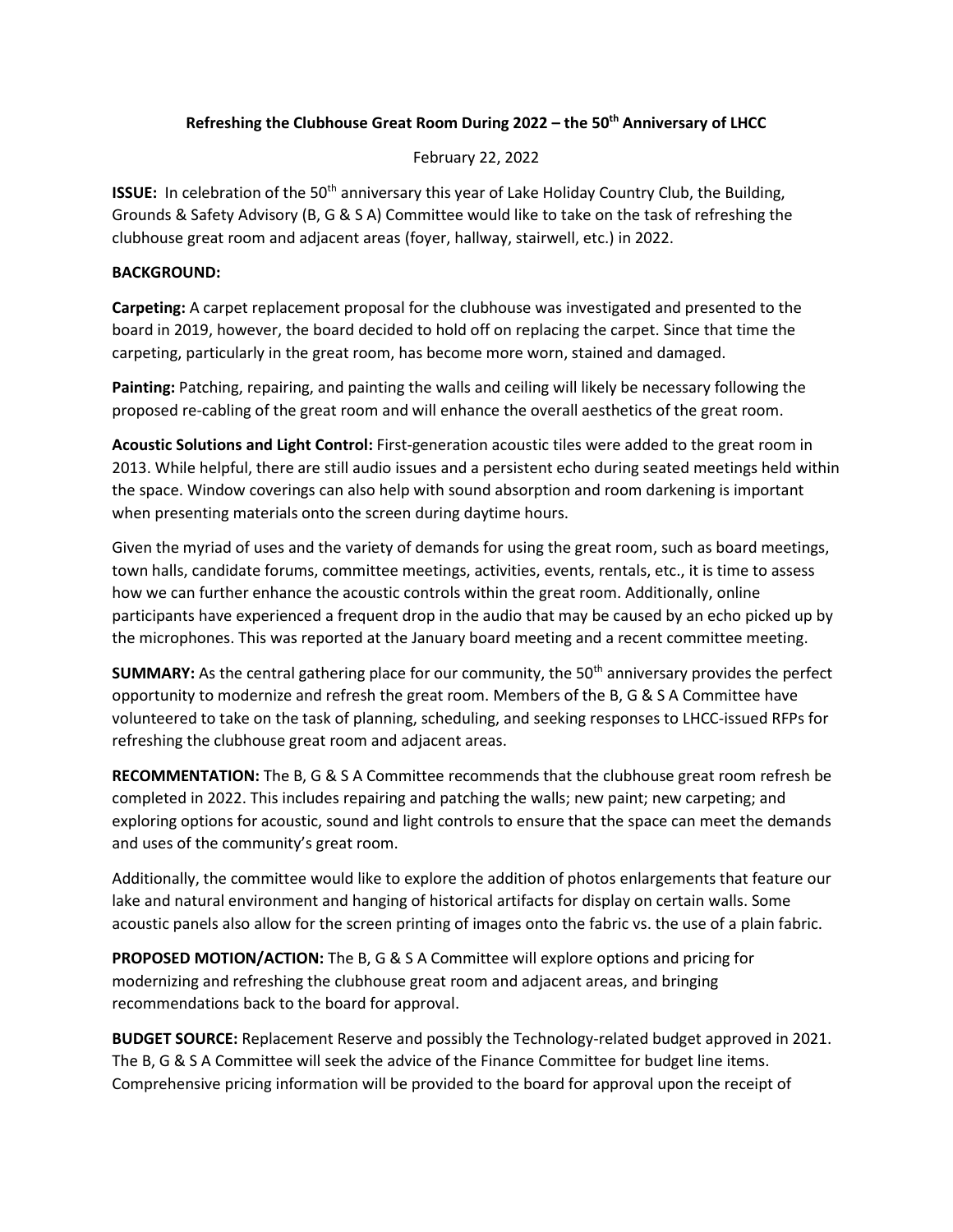# Refreshing the Clubhouse Great Room During 2022 – the 50th Anniversary of LHCC

February 22, 2022

**ISSUE:** In celebration of the 50th anniversary this year of Lake Holiday Country Club, the Building, Grounds & Safety Advisory (B, G & S A) Committee would like to take on the task of refreshing the clubhouse great room and adjacent areas (foyer, hallway, stairwell, etc.) in 2022.

**BACKGROUND:**

**Carpeting:** A carpet replacement proposal for the clubhouse was investigated and presented to the board in 2019, however, the board decided to hold off on replacing the carpet. Since that time the carpeting, particularly in the great room, has become more worn, stained and damaged.

**Painting:** Patching, repairing, and painting the walls and ceiling will likely be necessary following the proposed re-cabling of the great room and will enhance the overall aesthetics of the great room.

**Acoustic Solutions and Light Control:** First-generation acoustic tiles were added to the great room in 2013. While helpful, there are still audio issues and a persistent echo during seated meetings held within the space. Window coverings can also help with sound absorption and room darkening is important when presenting materials onto the screen during daytime hours.

Given the myriad of uses and the variety of demands for using the great room, such as board meetings, town halls, candidate forums, committee meetings, activities, events, rentals, etc., it is time to assess how we can further enhance the acoustic controls within the great room. Additionally, online participants have experienced a frequent drop in the audio that may be caused by an echo picked up by the microphones. This was reported at the January board meeting and a recent committee meeting.

**SUMMARY:** As the central gathering place for our community, the 50th anniversary provides the perfect opportunity to modernize and refresh the great room. Members of the B, G & S A Committee have volunteered to take on the task of planning, scheduling, and seeking responses to LHCC-issued RFPs for refreshing the clubhouse great room and adjacent areas.

**RECOMMENTATION:** The B, G & S A Committee recommends that the clubhouse great room refresh be completed in 2022. This includes repairing and patching the walls; new paint; new carpeting; and exploring options for acoustic, sound and light controls to ensure that the space can meet the demands and uses of the community's great room.

Additionally, the committee would like to explore the addition of photos enlargements that feature our lake and natural environment and hanging of historical artifacts for display on certain walls. Some acoustic panels also allow for the screen printing of images onto the fabric vs. the use of a plain fabric.

**PROPOSED MOTION/ACTION:** The B, G & S A Committee will explore options and pricing for modernizing and refreshing the clubhouse great room and adjacent areas, and bringing recommendations back to the board for approval.

**BUDGET SOURCE:** Replacement Reserve and possibly the Technology-related budget approved in 2021. The B, G & S A Committee will seek the advice of the Finance Committee for budget line items. Comprehensive pricing information will be provided to the board for approval upon the receipt of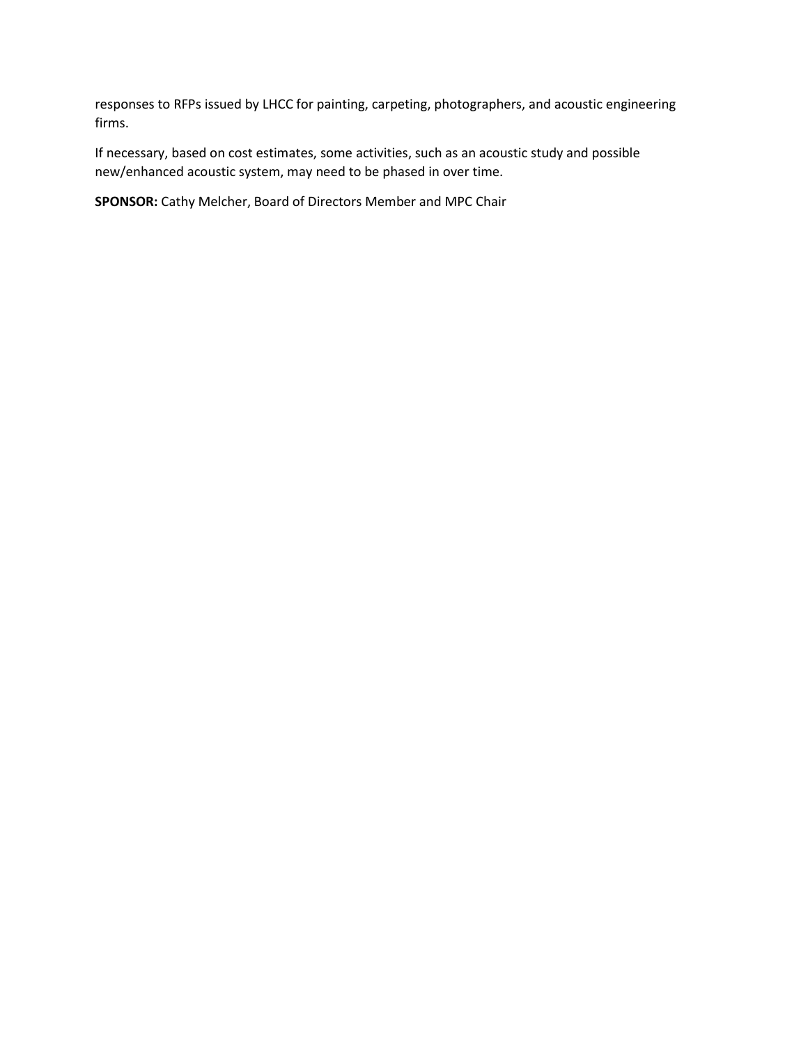responses to RFPs issued by LHCC for painting, carpeting, photographers, and acoustic engineering firms.

If necessary, based on cost estimates, some activities, such as an acoustic study and possible new/enhanced acoustic system, may need to be phased in over time.

**SPONSOR:** Cathy Melcher, Board of Directors Member and MPC Chair